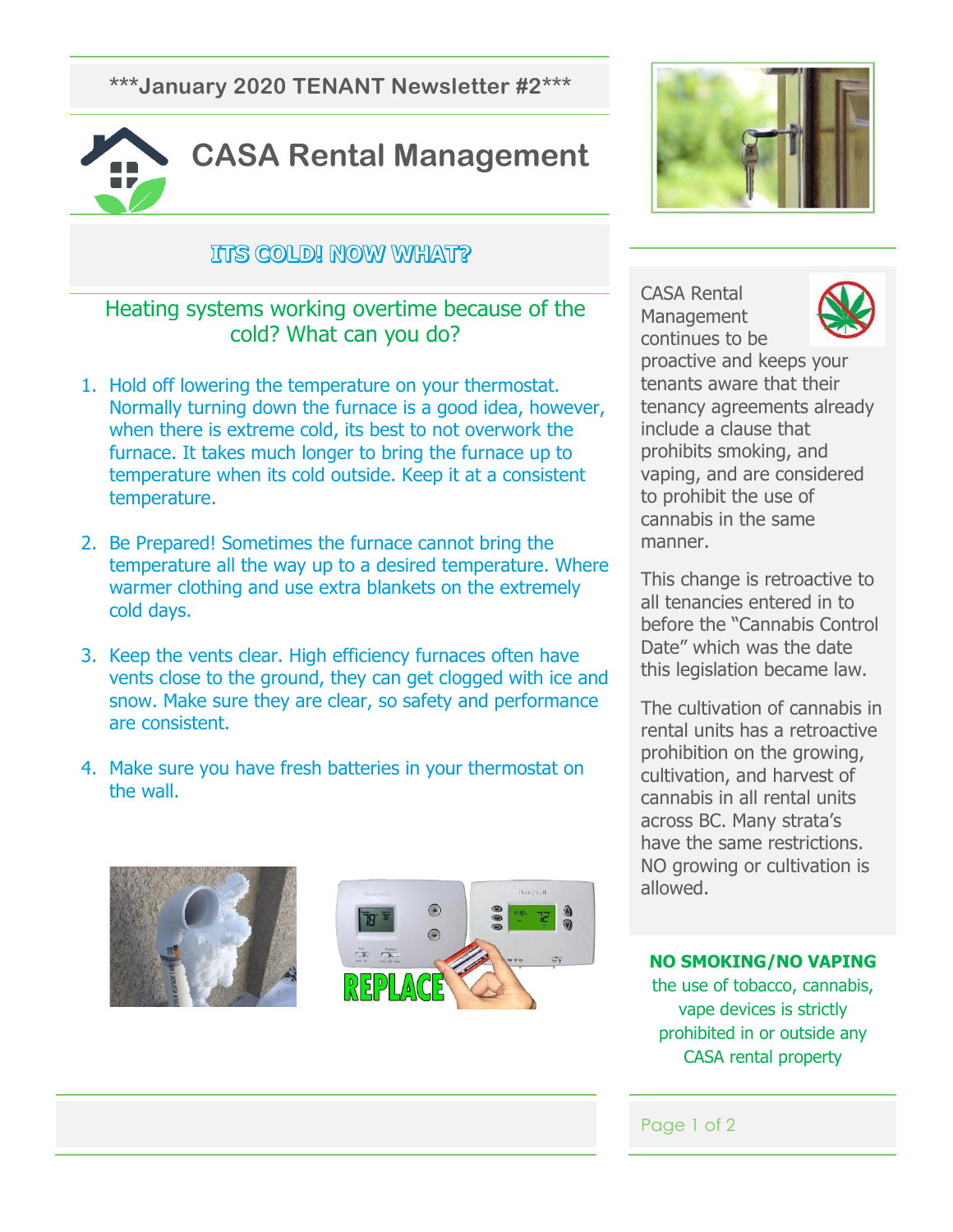***January 2020 TENANT Newsletter #2***

# CASA Rental Management

## ITS COLD! NOW WHAT?

Heating systems working overtime because of the cold? What can you do?

1. Hold off lowering the temperature on your thermostat. Normally turning down the furnace is a good idea, however, when there is extreme cold, its best to not overwork the furnace. It takes much longer to bring the furnace up to temperature when its cold outside. Keep it at a consistent temperature.

2. Be Prepared! Sometimes the furnace cannot bring the temperature all the way up to a desired temperature. Where warmer clothing and use extra blankets on the extremely cold days.

3. Keep the vents clear. High efficiency furnaces often have vents close to the ground, they can get clogged with ice and snow. Make sure they are clear, so safety and performance are consistent.

4. Make sure you have fresh batteries in your thermostat on the wall.

REPLACE

CASA Rental Management continues to be proactive and keeps your tenants aware that their tenancy agreements already include a clause that prohibits smoking, and vaping, and are considered to prohibit the use of cannabis in the same manner.

This change is retroactive to all tenancies entered in to before the "Cannabis Control Date" which was the date this legislation became law.

The cultivation of cannabis in rental units has a retroactive prohibition on the growing, cultivation, and harvest of cannabis in all rental units across BC. Many strata's have the same restrictions. NO growing or cultivation is allowed.

**NO SMOKING/NO VAPING**

the use of tobacco, cannabis, vape devices is strictly prohibited in or outside any CASA rental property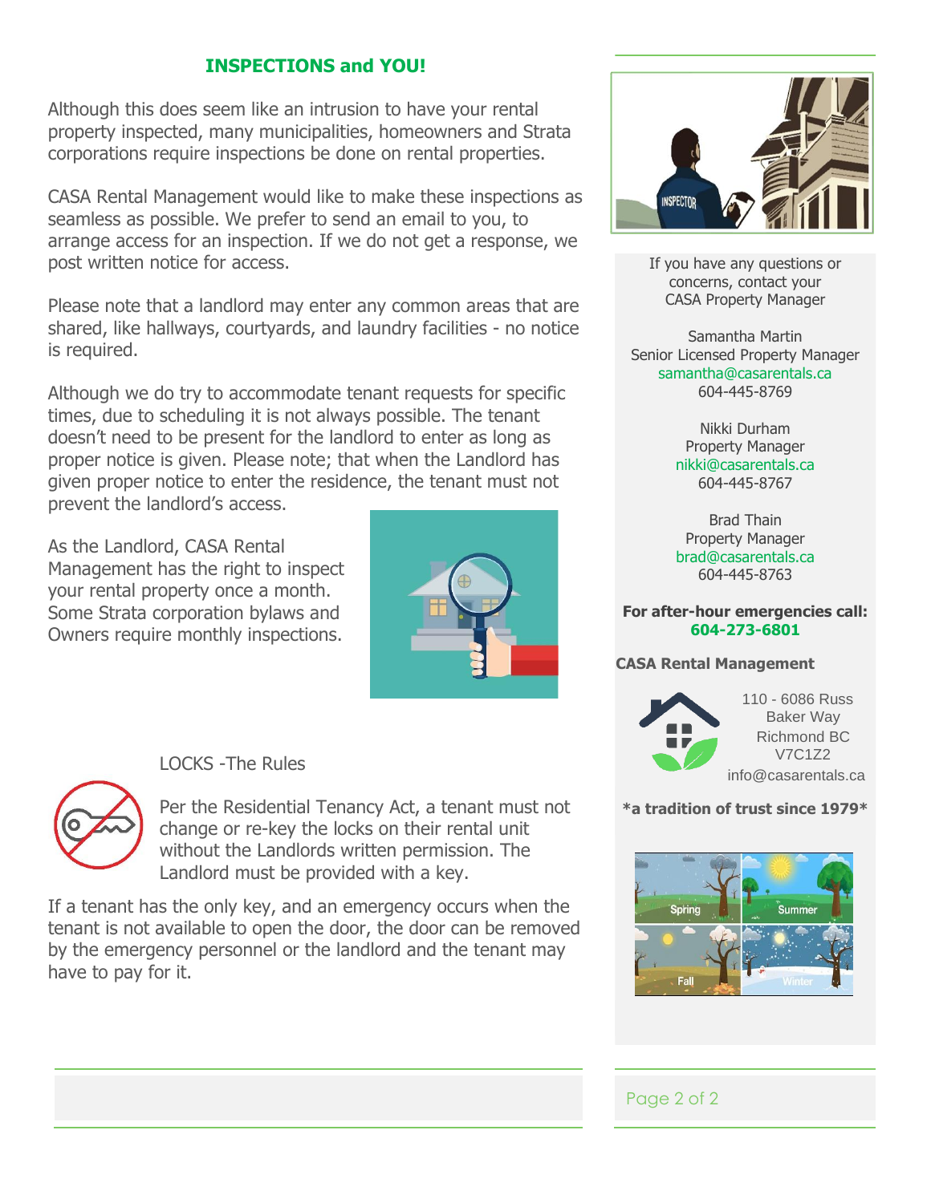## INSPECTIONS and YOU!

Although this does seem like an intrusion to have your rental property inspected, many municipalities, homeowners and Strata corporations require inspections be done on rental properties.

CASA Rental Management would like to make these inspections as seamless as possible. We prefer to send an email to you, to arrange access for an inspection. If we do not get a response, we post written notice for access.

Please note that a landlord may enter any common areas that are shared, like hallways, courtyards, and laundry facilities - no notice is required.

Although we do try to accommodate tenant requests for specific times, due to scheduling it is not always possible. The tenant doesn't need to be present for the landlord to enter as long as proper notice is given. Please note; that when the Landlord has given proper notice to enter the residence, the tenant must not prevent the landlord's access.

As the Landlord, CASA Rental Management has the right to inspect your rental property once a month. Some Strata corporation bylaws and Owners require monthly inspections.

## LOCKS -The Rules

Per the Residential Tenancy Act, a tenant must not change or re-key the locks on their rental unit without the Landlords written permission. The Landlord must be provided with a key.

If a tenant has the only key, and an emergency occurs when the tenant is not available to open the door, the door can be removed by the emergency personnel or the landlord and the tenant may have to pay for it.

---

If you have any questions or concerns, contact your CASA Property Manager

Samantha Martin
Senior Licensed Property Manager
samantha@casarentals.ca
604-445-8769

Nikki Durham
Property Manager
nikki@casarentals.ca
604-445-8767

Brad Thain
Property Manager
brad@casarentals.ca
604-445-8763

**For after-hour emergencies call:**
**604-273-6801**

**CASA Rental Management**

110 - 6086 Russ Baker Way
Richmond BC
V7C1Z2
info@casarentals.ca

***a tradition of trust since 1979***